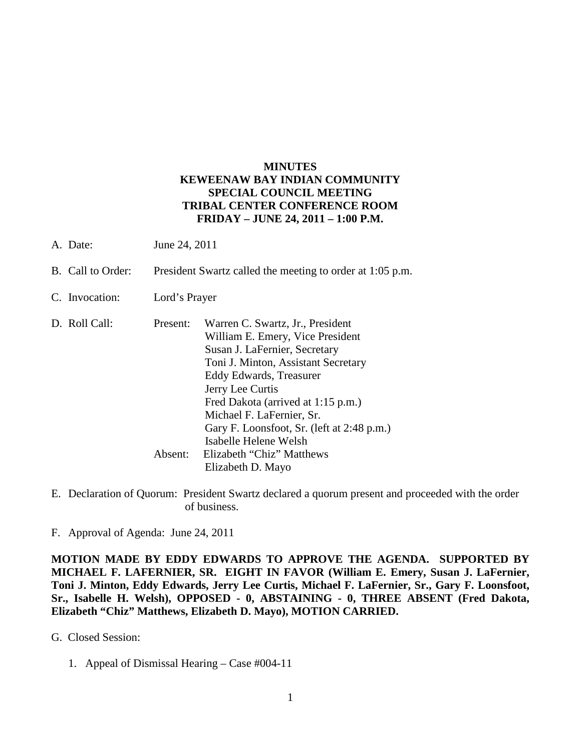**MINUTES**
**KEWEENAW BAY INDIAN COMMUNITY**
**SPECIAL COUNCIL MEETING**
**TRIBAL CENTER CONFERENCE ROOM**
**FRIDAY – JUNE 24, 2011 – 1:00 P.M.**

A. Date: June 24, 2011

B. Call to Order: President Swartz called the meeting to order at 1:05 p.m.

C. Invocation: Lord's Prayer

D. Roll Call:

Present:
- Warren C. Swartz, Jr., President
- William E. Emery, Vice President
- Susan J. LaFernier, Secretary
- Toni J. Minton, Assistant Secretary
- Eddy Edwards, Treasurer
- Jerry Lee Curtis
- Fred Dakota (arrived at 1:15 p.m.)
- Michael F. LaFernier, Sr.
- Gary F. Loonsfoot, Sr. (left at 2:48 p.m.)
- Isabelle Helene Welsh

Absent:
- Elizabeth "Chiz" Matthews
- Elizabeth D. Mayo

E. Declaration of Quorum: President Swartz declared a quorum present and proceeded with the order of business.

F. Approval of Agenda: June 24, 2011

**MOTION MADE BY EDDY EDWARDS TO APPROVE THE AGENDA. SUPPORTED BY MICHAEL F. LAFERNIER, SR. EIGHT IN FAVOR (William E. Emery, Susan J. LaFernier, Toni J. Minton, Eddy Edwards, Jerry Lee Curtis, Michael F. LaFernier, Sr., Gary F. Loonsfoot, Sr., Isabelle H. Welsh), OPPOSED - 0, ABSTAINING - 0, THREE ABSENT (Fred Dakota, Elizabeth "Chiz" Matthews, Elizabeth D. Mayo), MOTION CARRIED.**

G. Closed Session:

1. Appeal of Dismissal Hearing – Case #004-11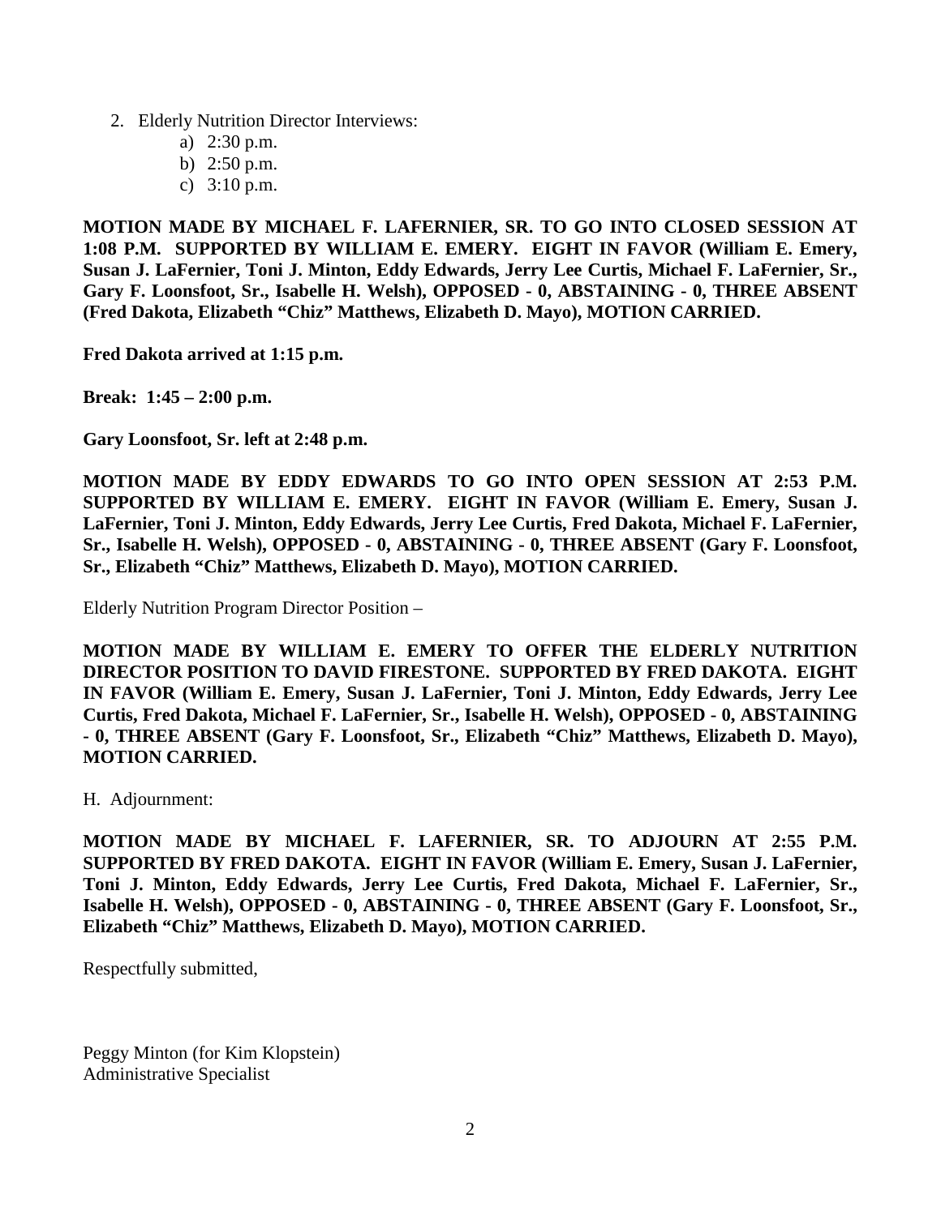2. Elderly Nutrition Director Interviews:
    a) 2:30 p.m.
    b) 2:50 p.m.
    c) 3:10 p.m.

**MOTION MADE BY MICHAEL F. LAFERNIER, SR. TO GO INTO CLOSED SESSION AT 1:08 P.M. SUPPORTED BY WILLIAM E. EMERY. EIGHT IN FAVOR (William E. Emery, Susan J. LaFernier, Toni J. Minton, Eddy Edwards, Jerry Lee Curtis, Michael F. LaFernier, Sr., Gary F. Loonsfoot, Sr., Isabelle H. Welsh), OPPOSED - 0, ABSTAINING - 0, THREE ABSENT (Fred Dakota, Elizabeth "Chiz" Matthews, Elizabeth D. Mayo), MOTION CARRIED.**

**Fred Dakota arrived at 1:15 p.m.**

**Break: 1:45 – 2:00 p.m.**

**Gary Loonsfoot, Sr. left at 2:48 p.m.**

**MOTION MADE BY EDDY EDWARDS TO GO INTO OPEN SESSION AT 2:53 P.M. SUPPORTED BY WILLIAM E. EMERY. EIGHT IN FAVOR (William E. Emery, Susan J. LaFernier, Toni J. Minton, Eddy Edwards, Jerry Lee Curtis, Fred Dakota, Michael F. LaFernier, Sr., Isabelle H. Welsh), OPPOSED - 0, ABSTAINING - 0, THREE ABSENT (Gary F. Loonsfoot, Sr., Elizabeth "Chiz" Matthews, Elizabeth D. Mayo), MOTION CARRIED.**

Elderly Nutrition Program Director Position –

**MOTION MADE BY WILLIAM E. EMERY TO OFFER THE ELDERLY NUTRITION DIRECTOR POSITION TO DAVID FIRESTONE. SUPPORTED BY FRED DAKOTA. EIGHT IN FAVOR (William E. Emery, Susan J. LaFernier, Toni J. Minton, Eddy Edwards, Jerry Lee Curtis, Fred Dakota, Michael F. LaFernier, Sr., Isabelle H. Welsh), OPPOSED - 0, ABSTAINING - 0, THREE ABSENT (Gary F. Loonsfoot, Sr., Elizabeth "Chiz" Matthews, Elizabeth D. Mayo), MOTION CARRIED.**

H. Adjournment:

**MOTION MADE BY MICHAEL F. LAFERNIER, SR. TO ADJOURN AT 2:55 P.M. SUPPORTED BY FRED DAKOTA. EIGHT IN FAVOR (William E. Emery, Susan J. LaFernier, Toni J. Minton, Eddy Edwards, Jerry Lee Curtis, Fred Dakota, Michael F. LaFernier, Sr., Isabelle H. Welsh), OPPOSED - 0, ABSTAINING - 0, THREE ABSENT (Gary F. Loonsfoot, Sr., Elizabeth "Chiz" Matthews, Elizabeth D. Mayo), MOTION CARRIED.**

Respectfully submitted,

Peggy Minton (for Kim Klopstein)
Administrative Specialist